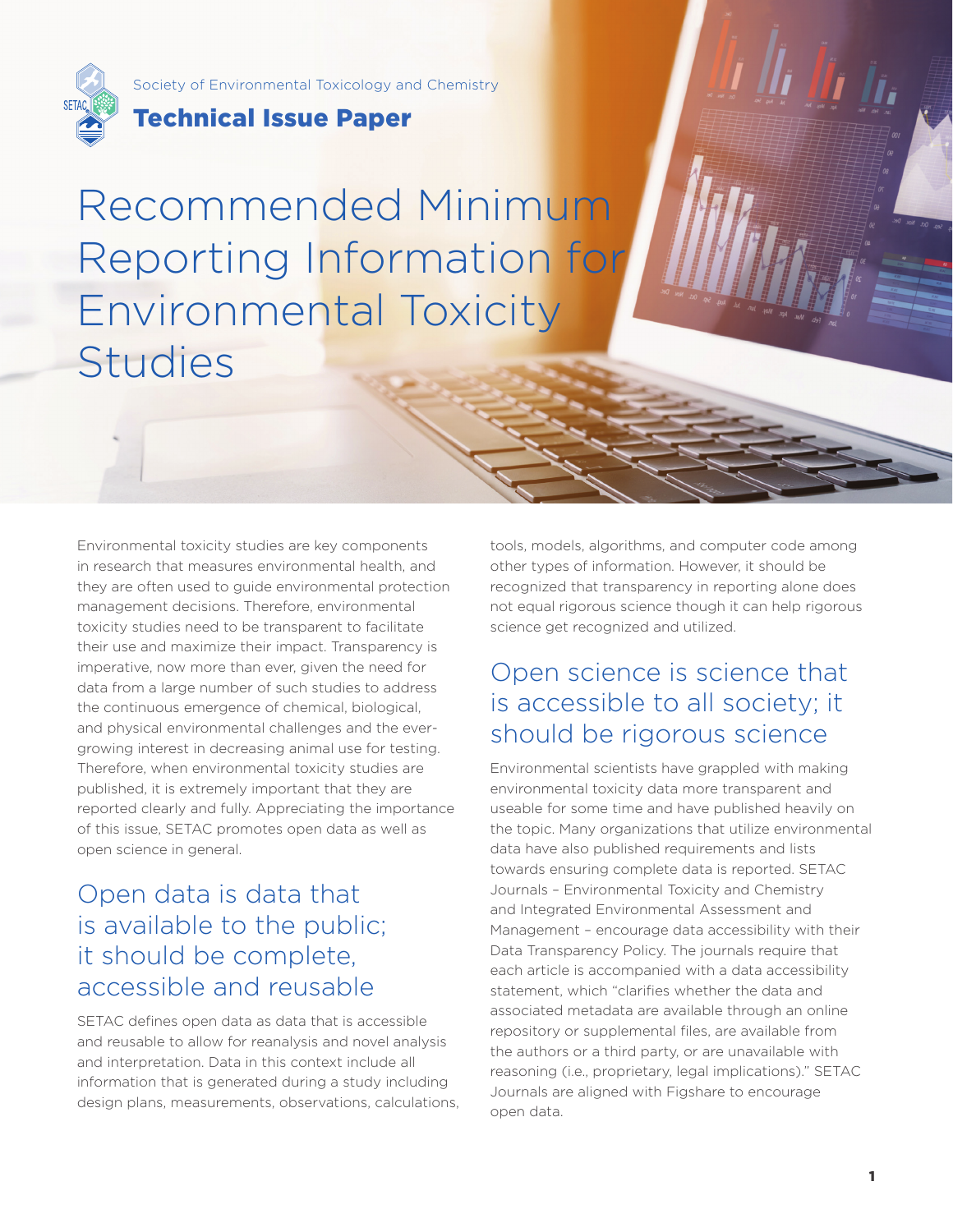Society of Environmental Toxicology and Chemistry

**Technical Issue Paper**

# Recommended Minimum Reporting Information for Environmental Toxicity Studies

Environmental toxicity studies are key components in research that measures environmental health, and they are often used to guide environmental protection management decisions. Therefore, environmental toxicity studies need to be transparent to facilitate their use and maximize their impact. Transparency is imperative, now more than ever, given the need for data from a large number of such studies to address the continuous emergence of chemical, biological, and physical environmental challenges and the ever-growing interest in decreasing animal use for testing. Therefore, when environmental toxicity studies are published, it is extremely important that they are reported clearly and fully. Appreciating the importance of this issue, SETAC promotes open data as well as open science in general.

## Open data is data that is available to the public; it should be complete, accessible and reusable

SETAC defines open data as data that is accessible and reusable to allow for reanalysis and novel analysis and interpretation. Data in this context include all information that is generated during a study including design plans, measurements, observations, calculations, tools, models, algorithms, and computer code among other types of information. However, it should be recognized that transparency in reporting alone does not equal rigorous science though it can help rigorous science get recognized and utilized.

## Open science is science that is accessible to all society; it should be rigorous science

Environmental scientists have grappled with making environmental toxicity data more transparent and useable for some time and have published heavily on the topic. Many organizations that utilize environmental data have also published requirements and lists towards ensuring complete data is reported. SETAC Journals – Environmental Toxicity and Chemistry and Integrated Environmental Assessment and Management – encourage data accessibility with their Data Transparency Policy. The journals require that each article is accompanied with a data accessibility statement, which "clarifies whether the data and associated metadata are available through an online repository or supplemental files, are available from the authors or a third party, or are unavailable with reasoning (i.e., proprietary, legal implications)." SETAC Journals are aligned with Figshare to encourage open data.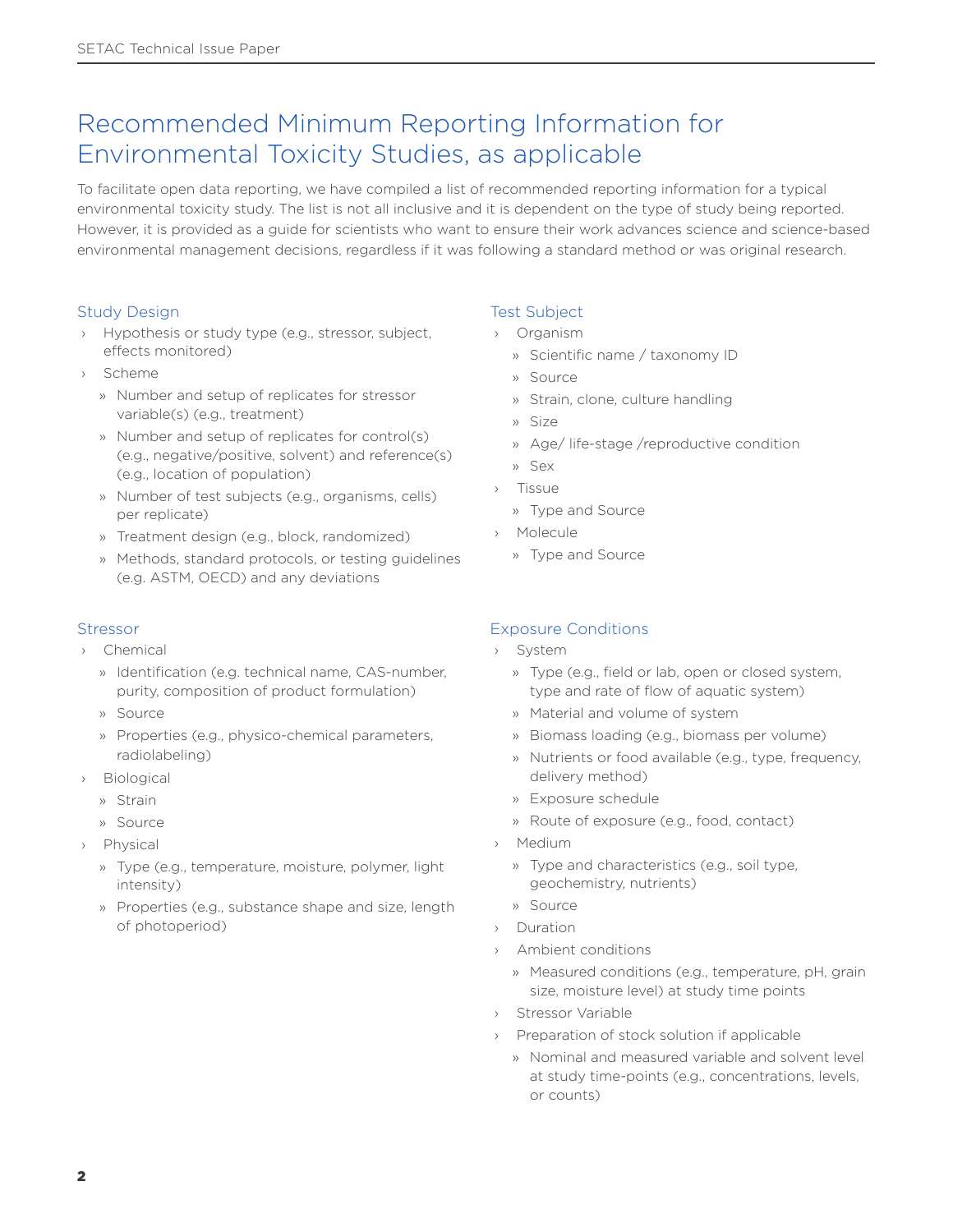# Recommended Minimum Reporting Information for Environmental Toxicity Studies, as applicable

To facilitate open data reporting, we have compiled a list of recommended reporting information for a typical environmental toxicity study. The list is not all inclusive and it is dependent on the type of study being reported. However, it is provided as a guide for scientists who want to ensure their work advances science and science-based environmental management decisions, regardless if it was following a standard method or was original research.

## Study Design

- Hypothesis or study type (e.g., stressor, subject, effects monitored)
- Scheme
  - Number and setup of replicates for stressor variable(s) (e.g., treatment)
  - Number and setup of replicates for control(s) (e.g., negative/positive, solvent) and reference(s) (e.g., location of population)
  - Number of test subjects (e.g., organisms, cells) per replicate)
  - Treatment design (e.g., block, randomized)
  - Methods, standard protocols, or testing guidelines (e.g. ASTM, OECD) and any deviations

## Stressor

- Chemical
  - Identification (e.g. technical name, CAS-number, purity, composition of product formulation)
  - Source
  - Properties (e.g., physico-chemical parameters, radiolabeling)
- Biological
  - Strain
  - Source
- Physical
  - Type (e.g., temperature, moisture, polymer, light intensity)
  - Properties (e.g., substance shape and size, length of photoperiod)

## Test Subject

- Organism
  - Scientific name / taxonomy ID
  - Source
  - Strain, clone, culture handling
  - Size
  - Age/ life-stage /reproductive condition
  - Sex
- Tissue
  - Type and Source
- Molecule
  - Type and Source

## Exposure Conditions

- System
  - Type (e.g., field or lab, open or closed system, type and rate of flow of aquatic system)
  - Material and volume of system
  - Biomass loading (e.g., biomass per volume)
  - Nutrients or food available (e.g., type, frequency, delivery method)
  - Exposure schedule
  - Route of exposure (e.g., food, contact)
- Medium
  - Type and characteristics (e.g., soil type, geochemistry, nutrients)
  - Source
- Duration
- Ambient conditions
  - Measured conditions (e.g., temperature, pH, grain size, moisture level) at study time points
- Stressor Variable
- Preparation of stock solution if applicable
  - Nominal and measured variable and solvent level at study time-points (e.g., concentrations, levels, or counts)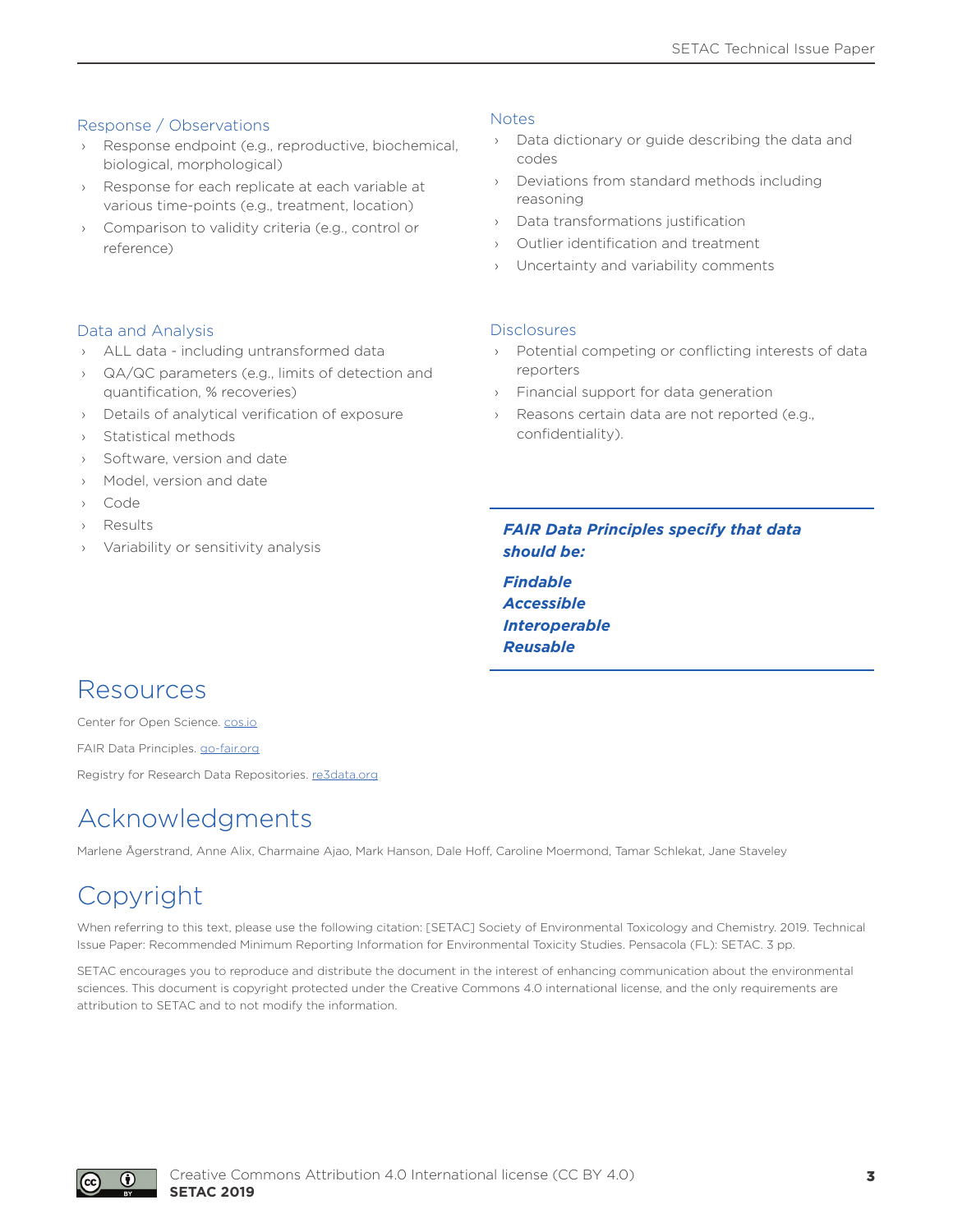### Response / Observations

- Response endpoint (e.g., reproductive, biochemical, biological, morphological)
- Response for each replicate at each variable at various time-points (e.g., treatment, location)
- Comparison to validity criteria (e.g., control or reference)

### Data and Analysis

- ALL data - including untransformed data
- QA/QC parameters (e.g., limits of detection and quantification, % recoveries)
- Details of analytical verification of exposure
- Statistical methods
- Software, version and date
- Model, version and date
- Code
- Results
- Variability or sensitivity analysis

### Notes

- Data dictionary or guide describing the data and codes
- Deviations from standard methods including reasoning
- Data transformations justification
- Outlier identification and treatment
- Uncertainty and variability comments

### Disclosures

- Potential competing or conflicting interests of data reporters
- Financial support for data generation
- Reasons certain data are not reported (e.g., confidentiality).

***FAIR Data Principles specify that data should be:***

***Findable***
***Accessible***
***Interoperable***
***Reusable***

## Resources

Center for Open Science. cos.io

FAIR Data Principles. go-fair.org

Registry for Research Data Repositories. re3data.org

## Acknowledgments

Marlene Ågerstrand, Anne Alix, Charmaine Ajao, Mark Hanson, Dale Hoff, Caroline Moermond, Tamar Schlekat, Jane Staveley

## Copyright

When referring to this text, please use the following citation: [SETAC] Society of Environmental Toxicology and Chemistry. 2019. Technical Issue Paper: Recommended Minimum Reporting Information for Environmental Toxicity Studies. Pensacola (FL): SETAC. 3 pp.

SETAC encourages you to reproduce and distribute the document in the interest of enhancing communication about the environmental sciences. This document is copyright protected under the Creative Commons 4.0 international license, and the only requirements are attribution to SETAC and to not modify the information.

Creative Commons Attribution 4.0 International license (CC BY 4.0)
**SETAC 2019**